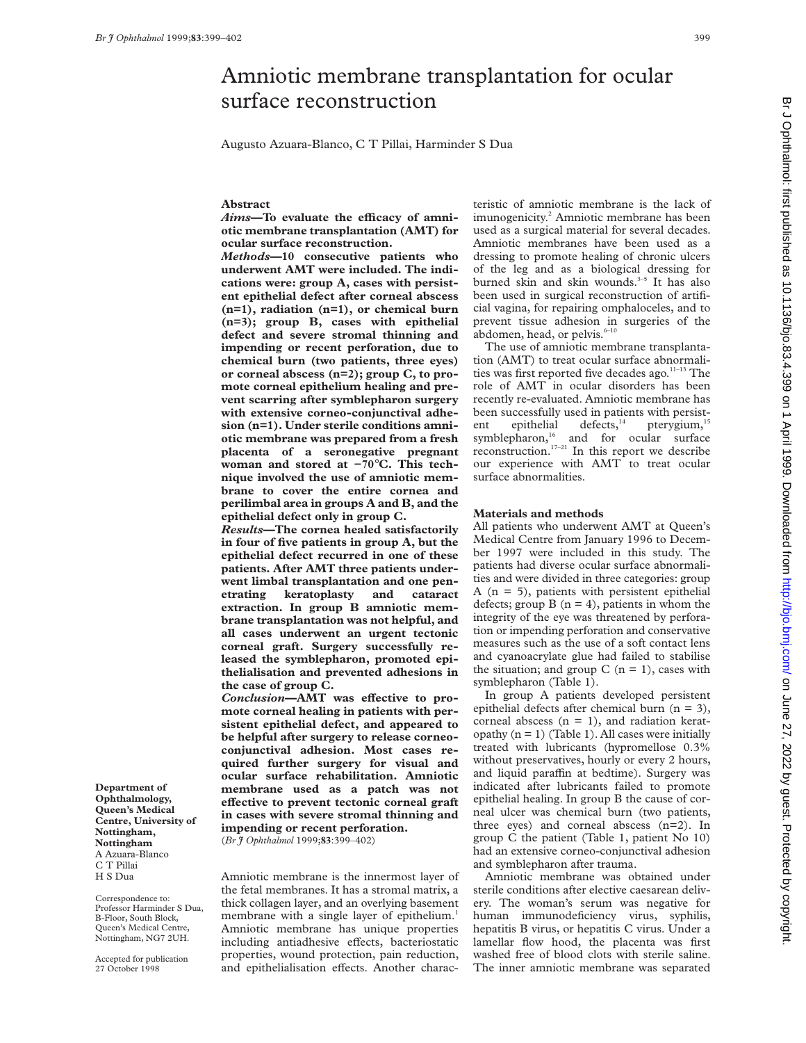# Amniotic membrane transplantation for ocular surface reconstruction

Augusto Azuara-Blanco, C T Pillai, Harminder S Dua

**Department of Ophthalmology, Queen's Medical Centre, University of Nottingham, Nottingham**
A Azuara-Blanco
C T Pillai
H S Dua

Correspondence to: Professor Harminder S Dua, B-Floor, South Block, Queen's Medical Centre, Nottingham, NG7 2UH.

Accepted for publication 27 October 1998

## Abstract

***Aims*—To evaluate the efficacy of amniotic membrane transplantation (AMT) for ocular surface reconstruction.**

***Methods*—10 consecutive patients who underwent AMT were included. The indications were: group A, cases with persistent epithelial defect after corneal abscess (n=1), radiation (n=1), or chemical burn (n=3); group B, cases with epithelial defect and severe stromal thinning and impending or recent perforation, due to chemical burn (two patients, three eyes) or corneal abscess (n=2); group C, to promote corneal epithelium healing and prevent scarring after symblepharon surgery with extensive corneo-conjunctival adhesion (n=1). Under sterile conditions amniotic membrane was prepared from a fresh placenta of a seronegative pregnant woman and stored at −70°C. This technique involved the use of amniotic membrane to cover the entire cornea and perilimbal area in groups A and B, and the epithelial defect only in group C.**

***Results*—The cornea healed satisfactorily in four of five patients in group A, but the epithelial defect recurred in one of these patients. After AMT three patients underwent limbal transplantation and one penetrating keratoplasty and cataract extraction. In group B amniotic membrane transplantation was not helpful, and all cases underwent an urgent tectonic corneal graft. Surgery successfully released the symblepharon, promoted epithelialisation and prevented adhesions in the case of group C.**

***Conclusion*—AMT was effective to promote corneal healing in patients with persistent epithelial defect, and appeared to be helpful after surgery to release corneo-conjunctival adhesion. Most cases required further surgery for visual and ocular surface rehabilitation. Amniotic membrane used as a patch was not effective to prevent tectonic corneal graft in cases with severe stromal thinning and impending or recent perforation.**

(*Br J Ophthalmol* 1999;**83**:399–402)

Amniotic membrane is the innermost layer of the fetal membranes. It has a stromal matrix, a thick collagen layer, and an overlying basement membrane with a single layer of epithelium.[1] Amniotic membrane has unique properties including antiadhesive effects, bacteriostatic properties, wound protection, pain reduction, and epithelialisation effects. Another characteristic of amniotic membrane is the lack of imunogenicity.[2] Amniotic membrane has been used as a surgical material for several decades. Amniotic membranes have been used as a dressing to promote healing of chronic ulcers of the leg and as a biological dressing for burned skin and skin wounds.[3–5] It has also been used in surgical reconstruction of artificial vagina, for repairing omphaloceles, and to prevent tissue adhesion in surgeries of the abdomen, head, or pelvis.[6–10]

The use of amniotic membrane transplantation (AMT) to treat ocular surface abnormalities was first reported five decades ago.[11–13] The role of AMT in ocular disorders has been recently re-evaluated. Amniotic membrane has been successfully used in patients with persistent epithelial defects,[14] pterygium,[15] symblepharon,[16] and for ocular surface reconstruction.[17–21] In this report we describe our experience with AMT to treat ocular surface abnormalities.

## Materials and methods

All patients who underwent AMT at Queen's Medical Centre from January 1996 to December 1997 were included in this study. The patients had diverse ocular surface abnormalities and were divided in three categories: group A (n = 5), patients with persistent epithelial defects; group B (n = 4), patients in whom the integrity of the eye was threatened by perforation or impending perforation and conservative measures such as the use of a soft contact lens and cyanoacrylate glue had failed to stabilise the situation; and group C (n = 1), cases with symblepharon (Table 1).

In group A patients developed persistent epithelial defects after chemical burn (n = 3), corneal abscess (n = 1), and radiation keratopathy (n = 1) (Table 1). All cases were initially treated with lubricants (hypromellose 0.3% without preservatives, hourly or every 2 hours, and liquid paraffin at bedtime). Surgery was indicated after lubricants failed to promote epithelial healing. In group B the cause of corneal ulcer was chemical burn (two patients, three eyes) and corneal abscess (n=2). In group C the patient (Table 1, patient No 10) had an extensive corneo-conjunctival adhesion and symblepharon after trauma.

Amniotic membrane was obtained under sterile conditions after elective caesarean delivery. The woman's serum was negative for human immunodeficiency virus, syphilis, hepatitis B virus, or hepatitis C virus. Under a lamellar flow hood, the placenta was first washed free of blood clots with sterile saline. The inner amniotic membrane was separated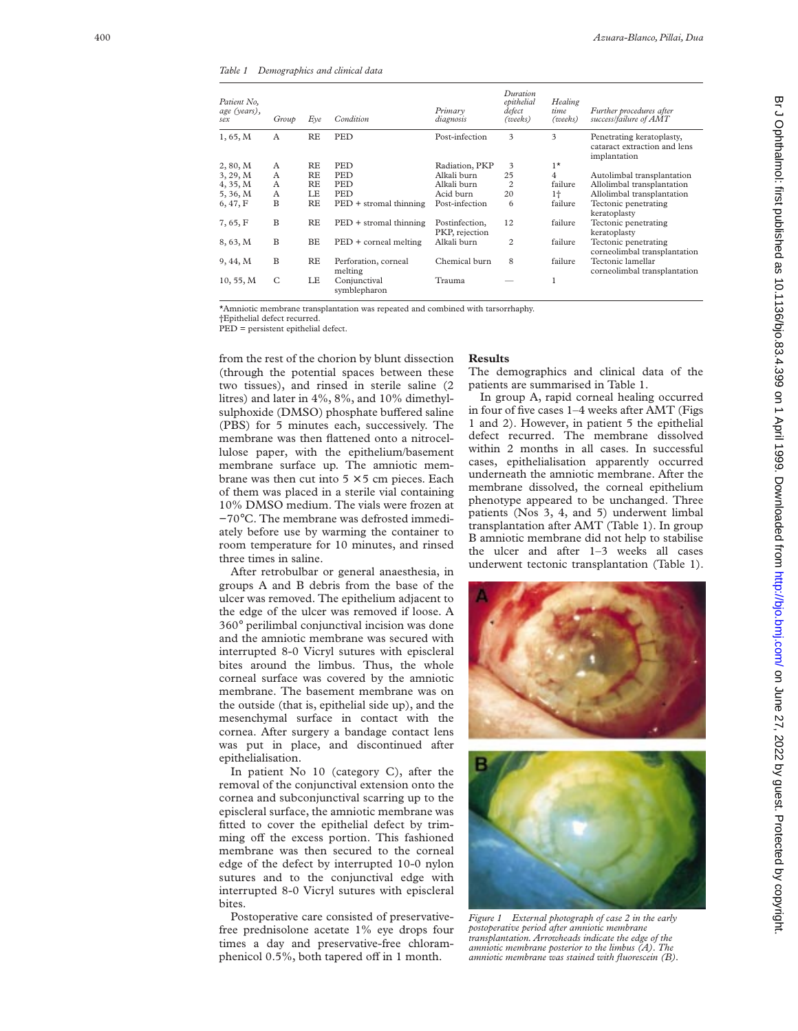*Table 1 Demographics and clinical data*

| Patient No, age (years), sex | Group | Eye | Condition | Primary diagnosis | Duration epithelial defect (weeks) | Healing time (weeks) | Further procedures after success/failure of AMT |
|---|---|---|---|---|---|---|---|
| 1, 65, M | A | RE | PED | Post-infection | 3 | 3 | Penetrating keratoplasty, cataract extraction and lens implantation |
| 2, 80, M | A | RE | PED | Radiation, PKP | 3 | 1* | |
| 3, 29, M | A | RE | PED | Alkali burn | 25 | 4 | Autolimbal transplantation |
| 4, 35, M | A | RE | PED | Alkali burn | 2 | failure | Allolimbal transplantation |
| 5, 36, M | A | LE | PED | Acid burn | 20 | 1† | Allolimbal transplantation |
| 6, 47, F | B | RE | PED + stromal thinning | Post-infection | 6 | failure | Tectonic penetrating keratoplasty |
| 7, 65, F | B | RE | PED + stromal thinning | Postinfection, PKP, rejection | 12 | failure | Tectonic penetrating keratoplasty |
| 8, 63, M | B | BE | PED + corneal melting | Alkali burn | 2 | failure | Tectonic penetrating corneolimbal transplantation |
| 9, 44, M | B | RE | Perforation, corneal melting | Chemical burn | 8 | failure | Tectonic lamellar corneolimbal transplantation |
| 10, 55, M | C | LE | Conjunctival symblepharon | Trauma | — | 1 | |

*Amniotic membrane transplantation was repeated and combined with tarsorrhaphy.
†Epithelial defect recurred.
PED = persistent epithelial defect.

from the rest of the chorion by blunt dissection (through the potential spaces between these two tissues), and rinsed in sterile saline (2 litres) and later in 4%, 8%, and 10% dimethylsulphoxide (DMSO) phosphate buffered saline (PBS) for 5 minutes each, successively. The membrane was then flattened onto a nitrocellulose paper, with the epithelium/basement membrane surface up. The amniotic membrane was then cut into $5 \times 5$ cm pieces. Each of them was placed in a sterile vial containing 10% DMSO medium. The vials were frozen at −70°C. The membrane was defrosted immediately before use by warming the container to room temperature for 10 minutes, and rinsed three times in saline.

After retrobulbar or general anaesthesia, in groups A and B debris from the base of the ulcer was removed. The epithelium adjacent to the edge of the ulcer was removed if loose. A 360° perilimbal conjunctival incision was done and the amniotic membrane was secured with interrupted 8-0 Vicryl sutures with episcleral bites around the limbus. Thus, the whole corneal surface was covered by the amniotic membrane. The basement membrane was on the outside (that is, epithelial side up), and the mesenchymal surface in contact with the cornea. After surgery a bandage contact lens was put in place, and discontinued after epithelialisation.

In patient No 10 (category C), after the removal of the conjunctival extension onto the cornea and subconjunctival scarring up to the episcleral surface, the amniotic membrane was fitted to cover the epithelial defect by trimming off the excess portion. This fashioned membrane was then secured to the corneal edge of the defect by interrupted 10-0 nylon sutures and to the conjunctival edge with interrupted 8-0 Vicryl sutures with episcleral bites.

Postoperative care consisted of preservative-free prednisolone acetate 1% eye drops four times a day and preservative-free chloramphenicol 0.5%, both tapered off in 1 month.

## Results

The demographics and clinical data of the patients are summarised in Table 1.

In group A, rapid corneal healing occurred in four of five cases 1–4 weeks after AMT (Figs 1 and 2). However, in patient 5 the epithelial defect recurred. The membrane dissolved within 2 months in all cases. In successful cases, epithelialisation apparently occurred underneath the amniotic membrane. After the membrane dissolved, the corneal epithelium phenotype appeared to be unchanged. Three patients (Nos 3, 4, and 5) underwent limbal transplantation after AMT (Table 1). In group B amniotic membrane did not help to stabilise the ulcer and after 1–3 weeks all cases underwent tectonic transplantation (Table 1).

*Figure 1 External photograph of case 2 in the early postoperative period after amniotic membrane transplantation. Arrowheads indicate the edge of the amniotic membrane posterior to the limbus (A). The amniotic membrane was stained with fluorescein (B).*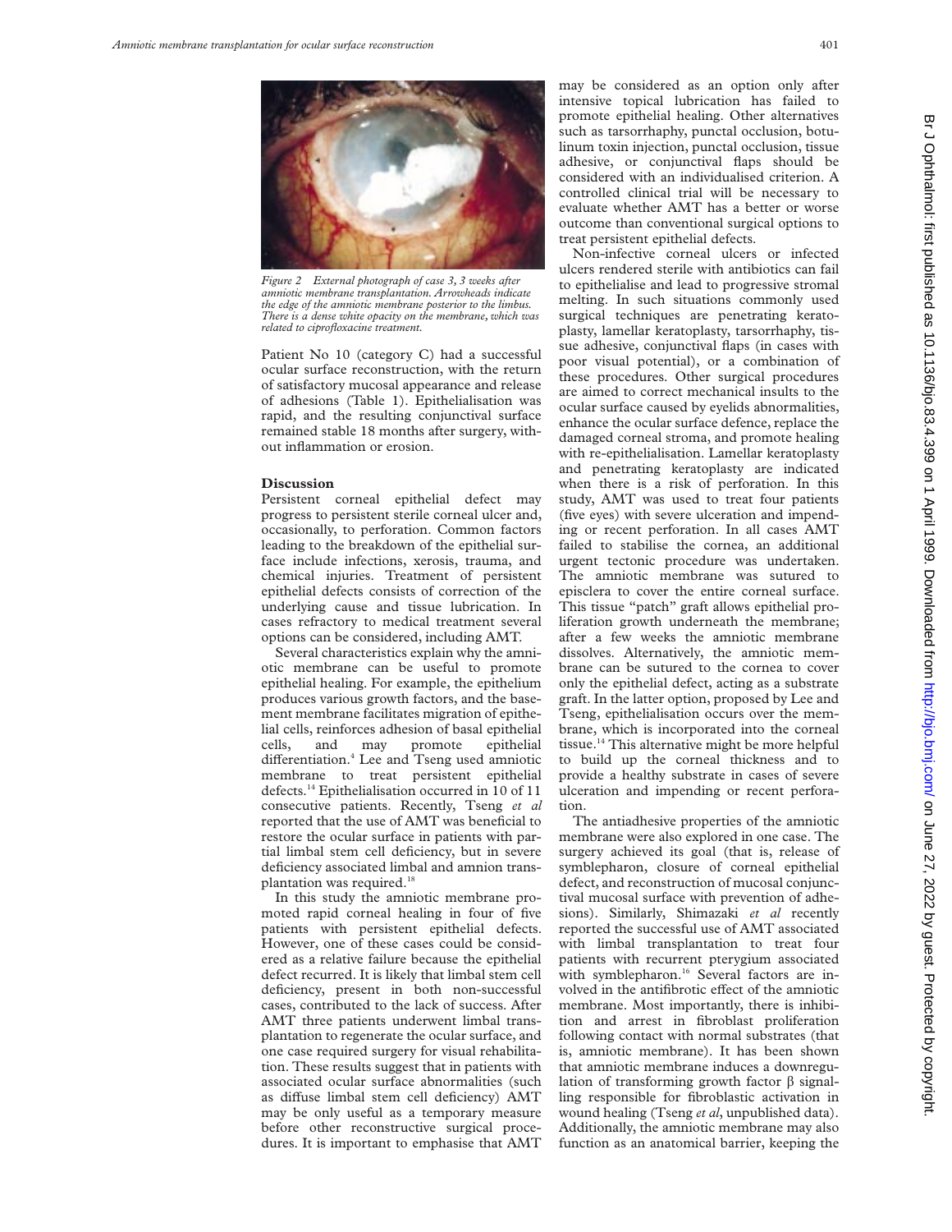*Figure 2 External photograph of case 3, 3 weeks after amniotic membrane transplantation. Arrowheads indicate the edge of the amniotic membrane posterior to the limbus. There is a dense white opacity on the membrane, which was related to ciprofloxacine treatment.*

Patient No 10 (category C) had a successful ocular surface reconstruction, with the return of satisfactory mucosal appearance and release of adhesions (Table 1). Epithelialisation was rapid, and the resulting conjunctival surface remained stable 18 months after surgery, without inflammation or erosion.

## Discussion

Persistent corneal epithelial defect may progress to persistent sterile corneal ulcer and, occasionally, to perforation. Common factors leading to the breakdown of the epithelial surface include infections, xerosis, trauma, and chemical injuries. Treatment of persistent epithelial defects consists of correction of the underlying cause and tissue lubrication. In cases refractory to medical treatment several options can be considered, including AMT.

Several characteristics explain why the amniotic membrane can be useful to promote epithelial healing. For example, the epithelium produces various growth factors, and the basement membrane facilitates migration of epithelial cells, reinforces adhesion of basal epithelial cells, and may promote epithelial differentiation.[4] Lee and Tseng used amniotic membrane to treat persistent epithelial defects.[14] Epithelialisation occurred in 10 of 11 consecutive patients. Recently, Tseng *et al* reported that the use of AMT was beneficial to restore the ocular surface in patients with partial limbal stem cell deficiency, but in severe deficiency associated limbal and amnion transplantation was required.[18]

In this study the amniotic membrane promoted rapid corneal healing in four of five patients with persistent epithelial defects. However, one of these cases could be considered as a relative failure because the epithelial defect recurred. It is likely that limbal stem cell deficiency, present in both non-successful cases, contributed to the lack of success. After AMT three patients underwent limbal transplantation to regenerate the ocular surface, and one case required surgery for visual rehabilitation. These results suggest that in patients with associated ocular surface abnormalities (such as diffuse limbal stem cell deficiency) AMT may be only useful as a temporary measure before other reconstructive surgical procedures. It is important to emphasise that AMT may be considered as an option only after intensive topical lubrication has failed to promote epithelial healing. Other alternatives such as tarsorrhaphy, punctal occlusion, botulinum toxin injection, punctal occlusion, tissue adhesive, or conjunctival flaps should be considered with an individualised criterion. A controlled clinical trial will be necessary to evaluate whether AMT has a better or worse outcome than conventional surgical options to treat persistent epithelial defects.

Non-infective corneal ulcers or infected ulcers rendered sterile with antibiotics can fail to epithelialise and lead to progressive stromal melting. In such situations commonly used surgical techniques are penetrating keratoplasty, lamellar keratoplasty, tarsorrhaphy, tissue adhesive, conjunctival flaps (in cases with poor visual potential), or a combination of these procedures. Other surgical procedures are aimed to correct mechanical insults to the ocular surface caused by eyelids abnormalities, enhance the ocular surface defence, replace the damaged corneal stroma, and promote healing with re-epithelialisation. Lamellar keratoplasty and penetrating keratoplasty are indicated when there is a risk of perforation. In this study, AMT was used to treat four patients (five eyes) with severe ulceration and impending or recent perforation. In all cases AMT failed to stabilise the cornea, an additional urgent tectonic procedure was undertaken. The amniotic membrane was sutured to episclera to cover the entire corneal surface. This tissue "patch" graft allows epithelial proliferation growth underneath the membrane; after a few weeks the amniotic membrane dissolves. Alternatively, the amniotic membrane can be sutured to the cornea to cover only the epithelial defect, acting as a substrate graft. In the latter option, proposed by Lee and Tseng, epithelialisation occurs over the membrane, which is incorporated into the corneal tissue.[14] This alternative might be more helpful to build up the corneal thickness and to provide a healthy substrate in cases of severe ulceration and impending or recent perforation.

The antiadhesive properties of the amniotic membrane were also explored in one case. The surgery achieved its goal (that is, release of symblepharon, closure of corneal epithelial defect, and reconstruction of mucosal conjunctival mucosal surface with prevention of adhesions). Similarly, Shimazaki *et al* recently reported the successful use of AMT associated with limbal transplantation to treat four patients with recurrent pterygium associated with symblepharon.[16] Several factors are involved in the antifibrotic effect of the amniotic membrane. Most importantly, there is inhibition and arrest in fibroblast proliferation following contact with normal substrates (that is, amniotic membrane). It has been shown that amniotic membrane induces a downregulation of transforming growth factor β signalling responsible for fibroblastic activation in wound healing (Tseng *et al*, unpublished data). Additionally, the amniotic membrane may also function as an anatomical barrier, keeping the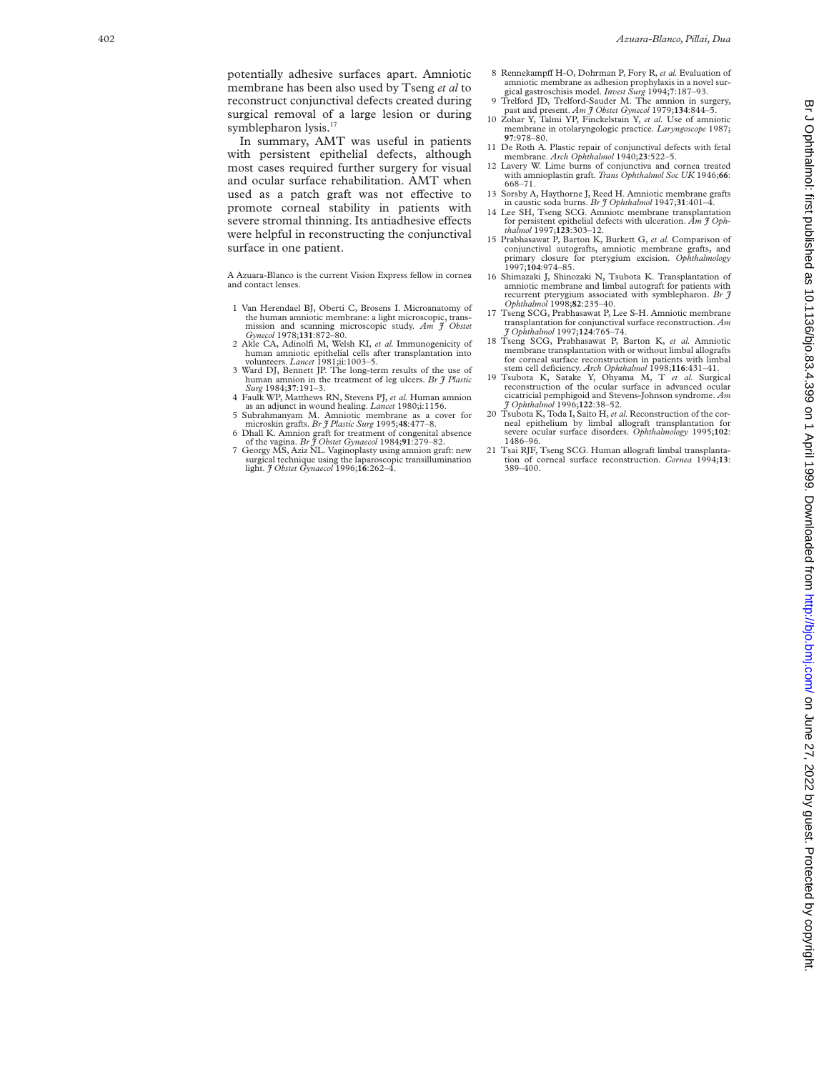potentially adhesive surfaces apart. Amniotic membrane has been also used by Tseng *et al* to reconstruct conjunctival defects created during surgical removal of a large lesion or during symblepharon lysis.[17]

In summary, AMT was useful in patients with persistent epithelial defects, although most cases required further surgery for visual and ocular surface rehabilitation. AMT when used as a patch graft was not effective to promote corneal stability in patients with severe stromal thinning. Its antiadhesive effects were helpful in reconstructing the conjunctival surface in one patient.

A Azuara-Blanco is the current Vision Express fellow in cornea and contact lenses.

1 Van Herendael BJ, Oberti C, Brosens I. Microanatomy of the human amniotic membrane: a light microscopic, transmission and scanning microscopic study. *Am J Obstet Gynecol* 1978;**131**:872–80.
2 Akle CA, Adinolfi M, Welsh KI, *et al*. Immunogenicity of human amniotic epithelial cells after transplantation into volunteers. *Lancet* 1981;ii:1003–5.
3 Ward DJ, Bennett JP. The long-term results of the use of human amnion in the treatment of leg ulcers. *Br J Plastic Surg* 1984;**37**:191–3.
4 Faulk WP, Matthews RN, Stevens PJ, *et al*. Human amnion as an adjunct in wound healing. *Lancet* 1980;i:1156.
5 Subrahmanyam M. Amniotic membrane as a cover for microskin grafts. *Br J Plastic Surg* 1995;**48**:477–8.
6 Dhall K. Amnion graft for treatment of congenital absence of the vagina. *Br J Obstet Gynaecol* 1984;**91**:279–82.
7 Georgy MS, Aziz NL. Vaginoplasty using amnion graft: new surgical technique using the laparoscopic transillumination light. *J Obstet Gynaecol* 1996;**16**:262–4.
8 Rennekampff H-O, Dohrman P, Fory R, *et al*. Evaluation of amniotic membrane as adhesion prophylaxis in a novel surgical gastroschisis model. *Invest Surg* 1994;7:187–93.
9 Trelford JD, Trelford-Sauder M. The amnion in surgery, past and present. *Am J Obstet Gynecol* 1979;**134**:844–5.
10 Zohar Y, Talmi YP, Finckelstain Y, *et al*. Use of amniotic membrane in otolaryngologic practice. *Laryngoscope* 1987;**97**:978–80.
11 De Roth A. Plastic repair of conjunctival defects with fetal membrane. *Arch Ophthalmol* 1940;**23**:522–5.
12 Lavery W. Lime burns of conjunctiva and cornea treated with amnioplastin graft. *Trans Ophthalmol Soc UK* 1946;**66**:668–71.
13 Sorsby A, Haythorne J, Reed H. Amniotic membrane grafts in caustic soda burns. *Br J Ophthalmol* 1947;**31**:401–4.
14 Lee SH, Tseng SCG. Amniotc membrane transplantation for persistent epithelial defects with ulceration. *Am J Ophthalmol* 1997;**123**:303–12.
15 Prabhasawat P, Barton K, Burkett G, *et al*. Comparison of conjunctival autografts, amniotic membrane grafts, and primary closure for pterygium excision. *Ophthalmology* 1997;**104**:974–85.
16 Shimazaki J, Shinozaki N, Tsubota K. Transplantation of amniotic membrane and limbal autograft for patients with recurrent pterygium associated with symblepharon. *Br J Ophthalmol* 1998;**82**:235–40.
17 Tseng SCG, Prabhasawat P, Lee S-H. Amniotic membrane transplantation for conjunctival surface reconstruction. *Am J Ophthalmol* 1997;**124**:765–74.
18 Tseng SCG, Prabhasawat P, Barton K, *et al*. Amniotic membrane transplantation with or without limbal allografts for corneal surface reconstruction in patients with limbal stem cell deficiency. *Arch Ophthalmol* 1998;**116**:431–41.
19 Tsubota K, Satake Y, Ohyama M, T *et al*. Surgical reconstruction of the ocular surface in advanced ocular cicatricial pemphigoid and Stevens-Johnson syndrome. *Am J Ophthalmol* 1996;**122**:38–52.
20 Tsubota K, Toda I, Saito H, *et al*. Reconstruction of the corneal epithelium by limbal allograft transplantation for severe ocular surface disorders. *Ophthalmology* 1995;**102**:1486–96.
21 Tsai RJF, Tseng SCG. Human allograft limbal transplantation of corneal surface reconstruction. *Cornea* 1994;**13**:389–400.